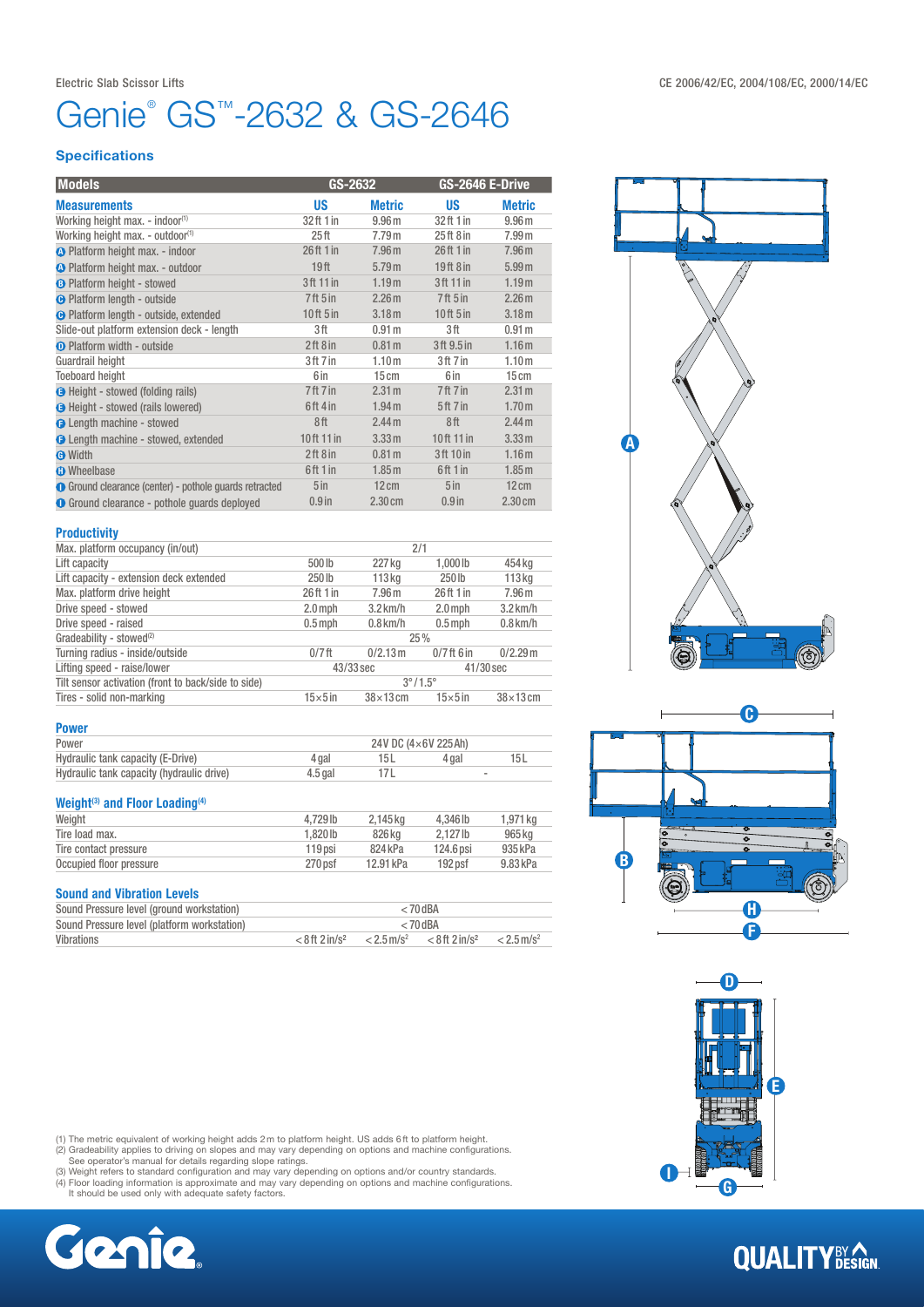Electric Slab Scissor Lifts

CE 2006/42/EC, 2004/108/EC, 2000/14/EC

# Genie® GS™-2632 & GS-2646

## Specifications

| Models | GS-2632 | | GS-2646 E-Drive | |
|---|---|---|---|---|
| **Measurements** | **US** | **Metric** | **US** | **Metric** |
| Working height max. - indoor(1) | 32 ft 1 in | 9.96 m | 32 ft 1 in | 9.96 m |
| Working height max. - outdoor(1) | 25 ft | 7.79 m | 25 ft 8 in | 7.99 m |
| A Platform height max. - indoor | 26 ft 1 in | 7.96 m | 26 ft 1 in | 7.96 m |
| A Platform height max. - outdoor | 19 ft | 5.79 m | 19 ft 8 in | 5.99 m |
| B Platform height - stowed | 3 ft 11 in | 1.19 m | 3 ft 11 in | 1.19 m |
| C Platform length - outside | 7 ft 5 in | 2.26 m | 7 ft 5 in | 2.26 m |
| C Platform length - outside, extended | 10 ft 5 in | 3.18 m | 10 ft 5 in | 3.18 m |
| Slide-out platform extension deck - length | 3 ft | 0.91 m | 3 ft | 0.91 m |
| D Platform width - outside | 2 ft 8 in | 0.81 m | 3 ft 9.5 in | 1.16 m |
| Guardrail height | 3 ft 7 in | 1.10 m | 3 ft 7 in | 1.10 m |
| Toeboard height | 6 in | 15 cm | 6 in | 15 cm |
| E Height - stowed (folding rails) | 7 ft 7 in | 2.31 m | 7 ft 7 in | 2.31 m |
| E Height - stowed (rails lowered) | 6 ft 4 in | 1.94 m | 5 ft 7 in | 1.70 m |
| F Length machine - stowed | 8 ft | 2.44 m | 8 ft | 2.44 m |
| F Length machine - stowed, extended | 10 ft 11 in | 3.33 m | 10 ft 11 in | 3.33 m |
| G Width | 2 ft 8 in | 0.81 m | 3 ft 10 in | 1.16 m |
| H Wheelbase | 6 ft 1 in | 1.85 m | 6 ft 1 in | 1.85 m |
| I Ground clearance (center) - pothole guards retracted | 5 in | 12 cm | 5 in | 12 cm |
| I Ground clearance - pothole guards deployed | 0.9 in | 2.30 cm | 0.9 in | 2.30 cm |

### Productivity

| | | | | |
|---|---|---|---|---|
| Max. platform occupancy (in/out) | 2/1 | | | |
| Lift capacity | 500 lb | 227 kg | 1,000 lb | 454 kg |
| Lift capacity - extension deck extended | 250 lb | 113 kg | 250 lb | 113 kg |
| Max. platform drive height | 26 ft 1 in | 7.96 m | 26 ft 1 in | 7.96 m |
| Drive speed - stowed | 2.0 mph | 3.2 km/h | 2.0 mph | 3.2 km/h |
| Drive speed - raised | 0.5 mph | 0.8 km/h | 0.5 mph | 0.8 km/h |
| Gradeability - stowed(2) | 25 % | | | |
| Turning radius - inside/outside | 0/7 ft | 0/2.13 m | 0/7 ft 6 in | 0/2.29 m |
| Lifting speed - raise/lower | 43/33 sec | | 41/30 sec | |
| Tilt sensor activation (front to back/side to side) | 3° / 1.5° | | | |
| Tires - solid non-marking | 15 × 5 in | 38 × 13 cm | 15 × 5 in | 38 × 13 cm |

### Power

| | | | | |
|---|---|---|---|---|
| Power | 24V DC (4 × 6V 225 Ah) | | | |
| Hydraulic tank capacity (E-Drive) | 4 gal | 15 L | 4 gal | 15 L |
| Hydraulic tank capacity (hydraulic drive) | 4.5 gal | 17 L | - | |

### Weight(3) and Floor Loading(4)

| | | | | |
|---|---|---|---|---|
| Weight | 4,729 lb | 2,145 kg | 4,346 lb | 1,971 kg |
| Tire load max. | 1,820 lb | 826 kg | 2,127 lb | 965 kg |
| Tire contact pressure | 119 psi | 824 kPa | 124.6 psi | 935 kPa |
| Occupied floor pressure | 270 psf | 12.91 kPa | 192 psf | 9.83 kPa |

### Sound and Vibration Levels

| | | | | |
|---|---|---|---|---|
| Sound Pressure level (ground workstation) | < 70 dBA | | | |
| Sound Pressure level (platform workstation) | < 70 dBA | | | |
| Vibrations | < 8 ft 2 in/s² | < 2.5 m/s² | < 8 ft 2 in/s² | < 2.5 m/s² |

(1) The metric equivalent of working height adds 2 m to platform height. US adds 6 ft to platform height.
(2) Gradeability applies to driving on slopes and may vary depending on options and machine configurations. See operator's manual for details regarding slope ratings.
(3) Weight refers to standard configuration and may vary depending on options and/or country standards.
(4) Floor loading information is approximate and may vary depending on options and machine configurations. It should be used only with adequate safety factors.

Genie.

QUALITY BY DESIGN.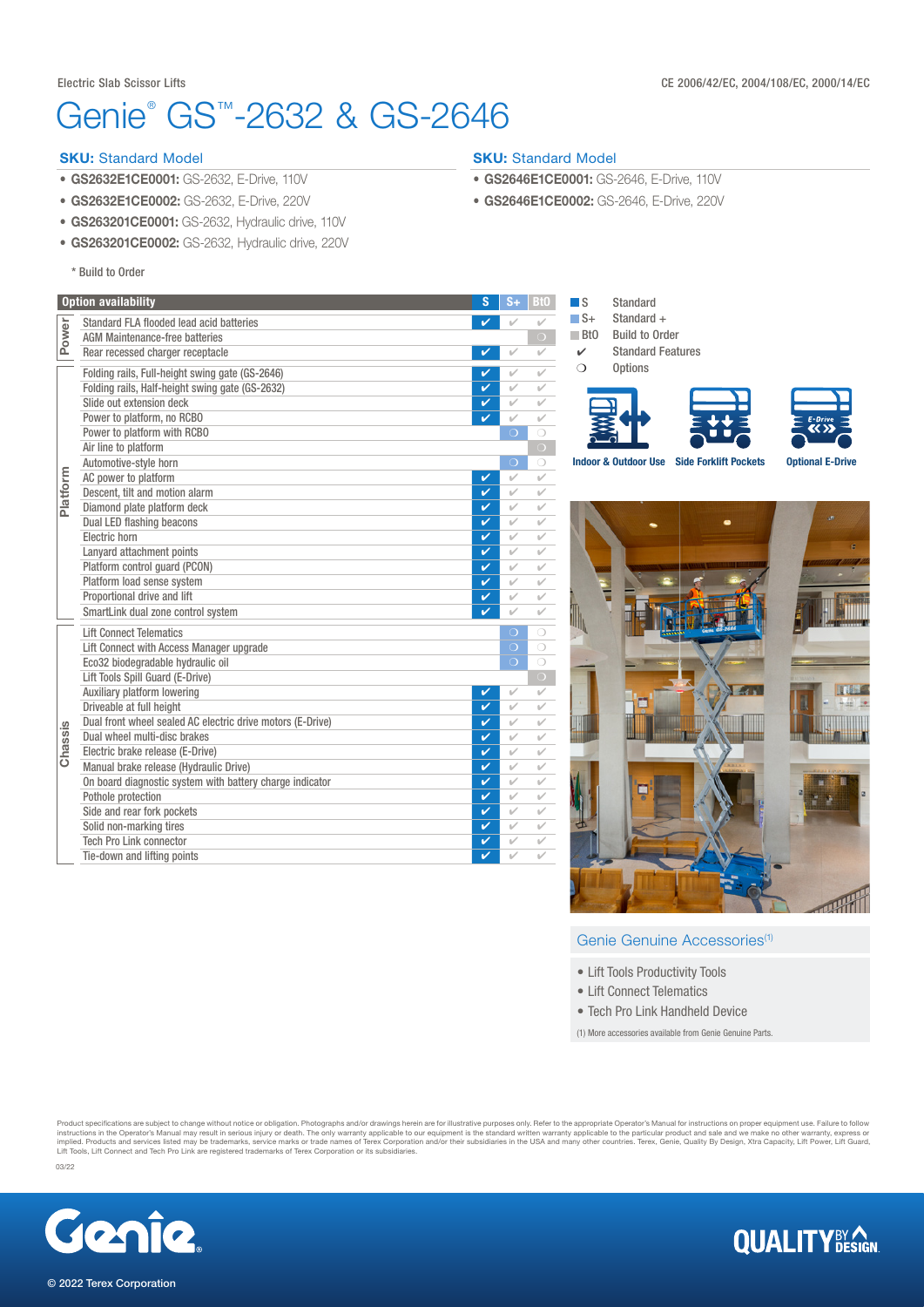Electric Slab Scissor Lifts

CE 2006/42/EC, 2004/108/EC, 2000/14/EC

# Genie® GS™-2632 & GS-2646

**SKU:** Standard Model

- **GS2632E1CE0001:** GS-2632, E-Drive, 110V
- **GS2632E1CE0002:** GS-2632, E-Drive, 220V
- **GS263201CE0001:** GS-2632, Hydraulic drive, 110V
- **GS263201CE0002:** GS-2632, Hydraulic drive, 220V

\* Build to Order

**SKU:** Standard Model

- **GS2646E1CE0001:** GS-2646, E-Drive, 110V
- **GS2646E1CE0002:** GS-2646, E-Drive, 220V

| | Option availability | S | S+ | BtO |
|---|---|---|---|---|
| Power | Standard FLA flooded lead acid batteries | ✔ | ✔ | ✔ |
| | AGM Maintenance-free batteries | | | ❍ |
| | Rear recessed charger receptacle | ✔ | ✔ | ✔ |
| Platform | Folding rails, Full-height swing gate (GS-2646) | ✔ | ✔ | ✔ |
| | Folding rails, Half-height swing gate (GS-2632) | ✔ | ✔ | ✔ |
| | Slide out extension deck | ✔ | ✔ | ✔ |
| | Power to platform, no RCBO | ✔ | ✔ | ✔ |
| | Power to platform with RCBO | | ❍ | ❍ |
| | Air line to platform | | | ❍ |
| | Automotive-style horn | | ❍ | ❍ |
| | AC power to platform | ✔ | ✔ | ✔ |
| | Descent, tilt and motion alarm | ✔ | ✔ | ✔ |
| | Diamond plate platform deck | ✔ | ✔ | ✔ |
| | Dual LED flashing beacons | ✔ | ✔ | ✔ |
| | Electric horn | ✔ | ✔ | ✔ |
| | Lanyard attachment points | ✔ | ✔ | ✔ |
| | Platform control guard (PCON) | ✔ | ✔ | ✔ |
| | Platform load sense system | ✔ | ✔ | ✔ |
| | Proportional drive and lift | ✔ | ✔ | ✔ |
| | SmartLink dual zone control system | ✔ | ✔ | ✔ |
| Chassis | Lift Connect Telematics | | ❍ | ❍ |
| | Lift Connect with Access Manager upgrade | | ❍ | ❍ |
| | Eco32 biodegradable hydraulic oil | | ❍ | ❍ |
| | Lift Tools Spill Guard (E-Drive) | | | ❍ |
| | Auxiliary platform lowering | ✔ | ✔ | ✔ |
| | Driveable at full height | ✔ | ✔ | ✔ |
| | Dual front wheel sealed AC electric drive motors (E-Drive) | ✔ | ✔ | ✔ |
| | Dual wheel multi-disc brakes | ✔ | ✔ | ✔ |
| | Electric brake release (E-Drive) | ✔ | ✔ | ✔ |
| | Manual brake release (Hydraulic Drive) | ✔ | ✔ | ✔ |
| | On board diagnostic system with battery charge indicator | ✔ | ✔ | ✔ |
| | Pothole protection | ✔ | ✔ | ✔ |
| | Side and rear fork pockets | ✔ | ✔ | ✔ |
| | Solid non-marking tires | ✔ | ✔ | ✔ |
| | Tech Pro Link connector | ✔ | ✔ | ✔ |
| | Tie-down and lifting points | ✔ | ✔ | ✔ |

- S: Standard
- S+: Standard +
- BtO: Build to Order
- ✔: Standard Features
- ❍: Options

Indoor & Outdoor Use

Side Forklift Pockets

Optional E-Drive

## Genie Genuine Accessories[1]

- Lift Tools Productivity Tools
- Lift Connect Telematics
- Tech Pro Link Handheld Device

(1) More accessories available from Genie Genuine Parts.

Product specifications are subject to change without notice or obligation. Photographs and/or drawings herein are for illustrative purposes only. Refer to the appropriate Operator's Manual for instructions on proper equipment use. Failure to follow instructions in the Operator's Manual may result in serious injury or death. The only warranty applicable to our equipment is the standard written warranty applicable to the particular product and sale and we make no other warranty, express or implied. Products and services listed may be trademarks, service marks or trade names of Terex Corporation and/or their subsidiaries in the USA and many other countries. Terex, Genie, Quality By Design, Xtra Capacity, Lift Power, Lift Guard, Lift Tools, Lift Connect and Tech Pro Link are registered trademarks of Terex Corporation or its subsidiaries.

03/22

© 2022 Terex Corporation

QUALITY BY DESIGN